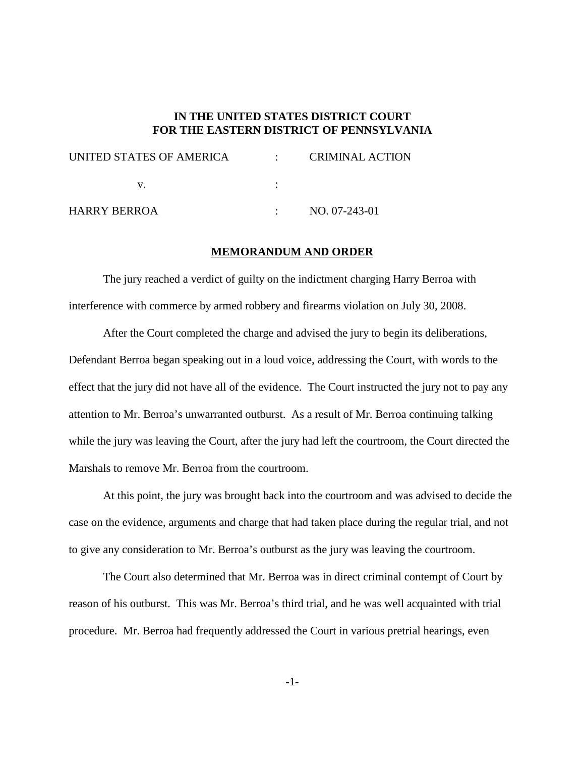**IN THE UNITED STATES DISTRICT COURT**
**FOR THE EASTERN DISTRICT OF PENNSYLVANIA**

| | | |
|---|---|---|
| UNITED STATES OF AMERICA | : | CRIMINAL ACTION |
| v. | : | |
| HARRY BERROA | : | NO. 07-243-01 |

**MEMORANDUM AND ORDER**

The jury reached a verdict of guilty on the indictment charging Harry Berroa with interference with commerce by armed robbery and firearms violation on July 30, 2008.

After the Court completed the charge and advised the jury to begin its deliberations, Defendant Berroa began speaking out in a loud voice, addressing the Court, with words to the effect that the jury did not have all of the evidence. The Court instructed the jury not to pay any attention to Mr. Berroa's unwarranted outburst. As a result of Mr. Berroa continuing talking while the jury was leaving the Court, after the jury had left the courtroom, the Court directed the Marshals to remove Mr. Berroa from the courtroom.

At this point, the jury was brought back into the courtroom and was advised to decide the case on the evidence, arguments and charge that had taken place during the regular trial, and not to give any consideration to Mr. Berroa's outburst as the jury was leaving the courtroom.

The Court also determined that Mr. Berroa was in direct criminal contempt of Court by reason of his outburst. This was Mr. Berroa's third trial, and he was well acquainted with trial procedure. Mr. Berroa had frequently addressed the Court in various pretrial hearings, even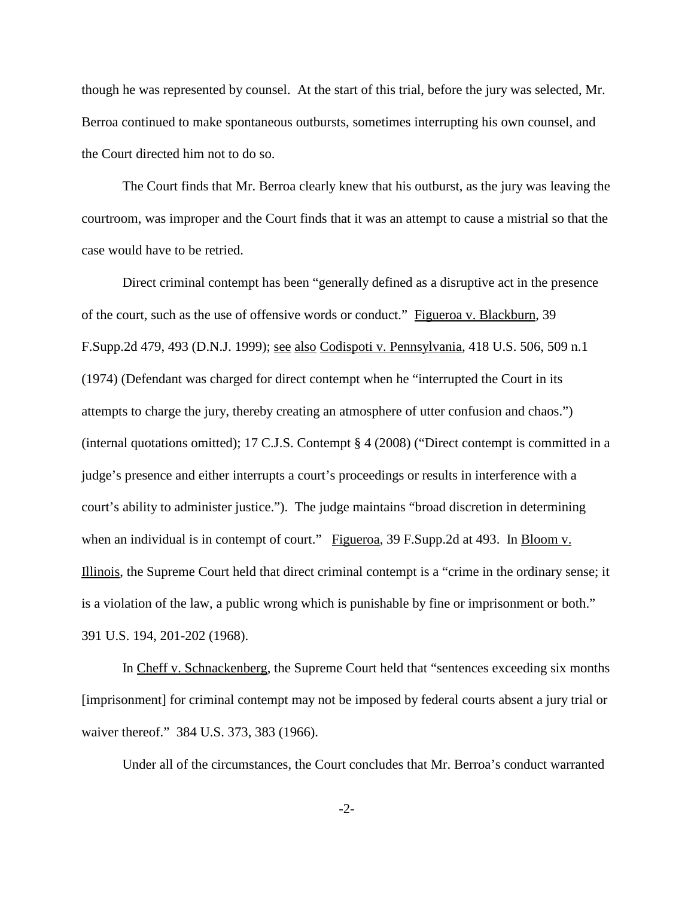though he was represented by counsel. At the start of this trial, before the jury was selected, Mr. Berroa continued to make spontaneous outbursts, sometimes interrupting his own counsel, and the Court directed him not to do so.

The Court finds that Mr. Berroa clearly knew that his outburst, as the jury was leaving the courtroom, was improper and the Court finds that it was an attempt to cause a mistrial so that the case would have to be retried.

Direct criminal contempt has been "generally defined as a disruptive act in the presence of the court, such as the use of offensive words or conduct." Figueroa v. Blackburn, 39 F.Supp.2d 479, 493 (D.N.J. 1999); see also Codispoti v. Pennsylvania, 418 U.S. 506, 509 n.1 (1974) (Defendant was charged for direct contempt when he "interrupted the Court in its attempts to charge the jury, thereby creating an atmosphere of utter confusion and chaos.") (internal quotations omitted); 17 C.J.S. Contempt § 4 (2008) ("Direct contempt is committed in a judge's presence and either interrupts a court's proceedings or results in interference with a court's ability to administer justice."). The judge maintains "broad discretion in determining when an individual is in contempt of court." Figueroa, 39 F.Supp.2d at 493. In Bloom v. Illinois, the Supreme Court held that direct criminal contempt is a "crime in the ordinary sense; it is a violation of the law, a public wrong which is punishable by fine or imprisonment or both." 391 U.S. 194, 201-202 (1968).

In Cheff v. Schnackenberg, the Supreme Court held that "sentences exceeding six months [imprisonment] for criminal contempt may not be imposed by federal courts absent a jury trial or waiver thereof." 384 U.S. 373, 383 (1966).

Under all of the circumstances, the Court concludes that Mr. Berroa's conduct warranted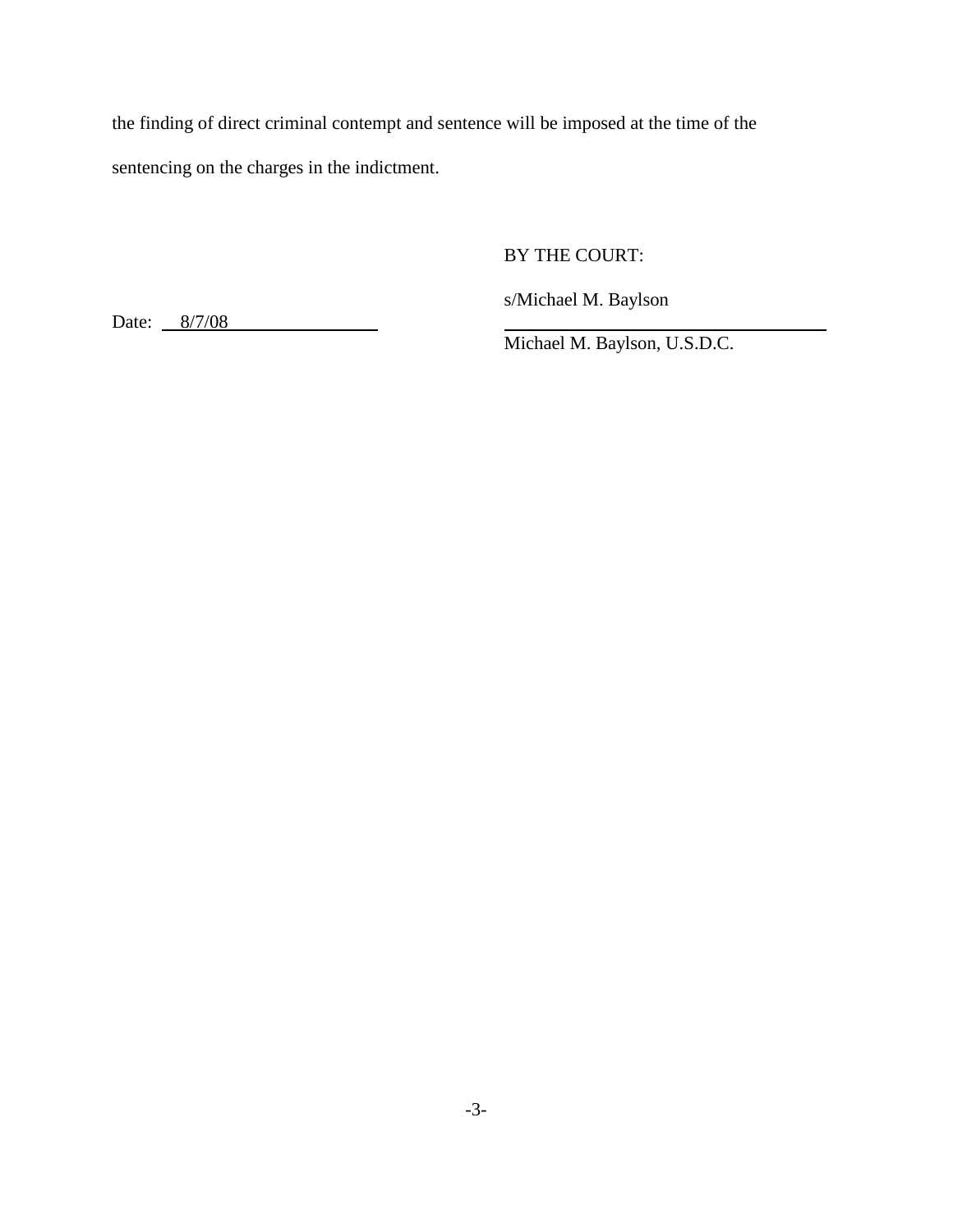the finding of direct criminal contempt and sentence will be imposed at the time of the sentencing on the charges in the indictment.

BY THE COURT:

s/Michael M. Baylson

Date: 8/7/08

Michael M. Baylson, U.S.D.C.